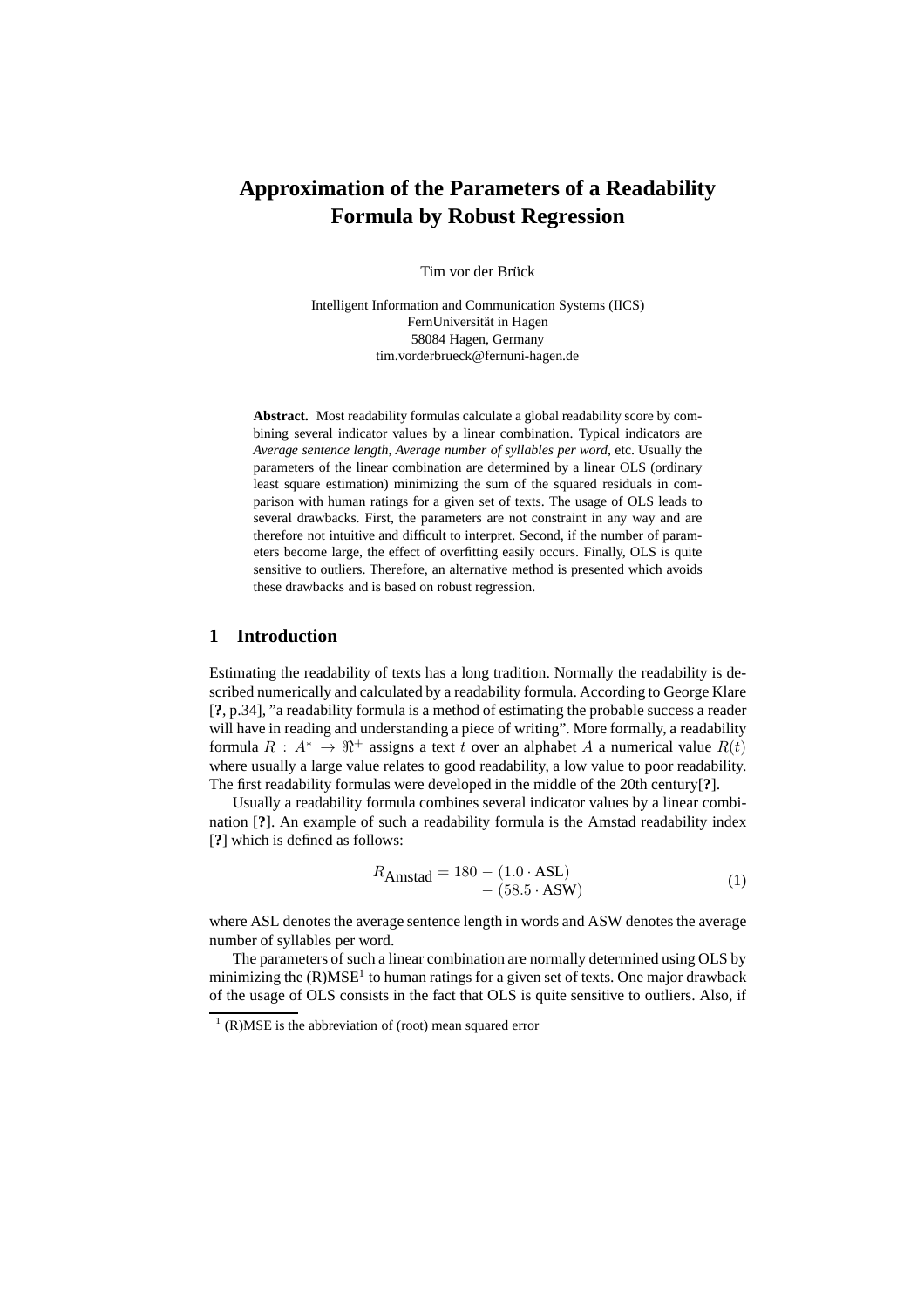# Approximation of the Parameters of a Readability Formula by Robust Regression

Tim vor der Brück

Intelligent Information and Communication Systems (IICS)
FernUniversität in Hagen
58084 Hagen, Germany
tim.vorderbrueck@fernuni-hagen.de

**Abstract.** Most readability formulas calculate a global readability score by combining several indicator values by a linear combination. Typical indicators are *Average sentence length*, *Average number of syllables per word*, etc. Usually the parameters of the linear combination are determined by a linear OLS (ordinary least square estimation) minimizing the sum of the squared residuals in comparison with human ratings for a given set of texts. The usage of OLS leads to several drawbacks. First, the parameters are not constraint in any way and are therefore not intuitive and difficult to interpret. Second, if the number of parameters become large, the effect of overfitting easily occurs. Finally, OLS is quite sensitive to outliers. Therefore, an alternative method is presented which avoids these drawbacks and is based on robust regression.

## 1 Introduction

Estimating the readability of texts has a long tradition. Normally the readability is described numerically and calculated by a readability formula. According to George Klare [**?**, p.34], "a readability formula is a method of estimating the probable success a reader will have in reading and understanding a piece of writing". More formally, a readability formula $R : A^* \rightarrow \Re^+$ assigns a text $t$ over an alphabet $A$ a numerical value $R(t)$ where usually a large value relates to good readability, a low value to poor readability. The first readability formulas were developed in the middle of the 20th century[**?**].

Usually a readability formula combines several indicator values by a linear combination [**?**]. An example of such a readability formula is the Amstad readability index [**?**] which is defined as follows:

$$R_{\text{Amstad}} = 180 - (1.0 \cdot \text{ASL}) - (58.5 \cdot \text{ASW}) \tag{1}$$

where ASL denotes the average sentence length in words and ASW denotes the average number of syllables per word.

The parameters of such a linear combination are normally determined using OLS by minimizing the (R)MSE[1] to human ratings for a given set of texts. One major drawback of the usage of OLS consists in the fact that OLS is quite sensitive to outliers. Also, if

[1] (R)MSE is the abbreviation of (root) mean squared error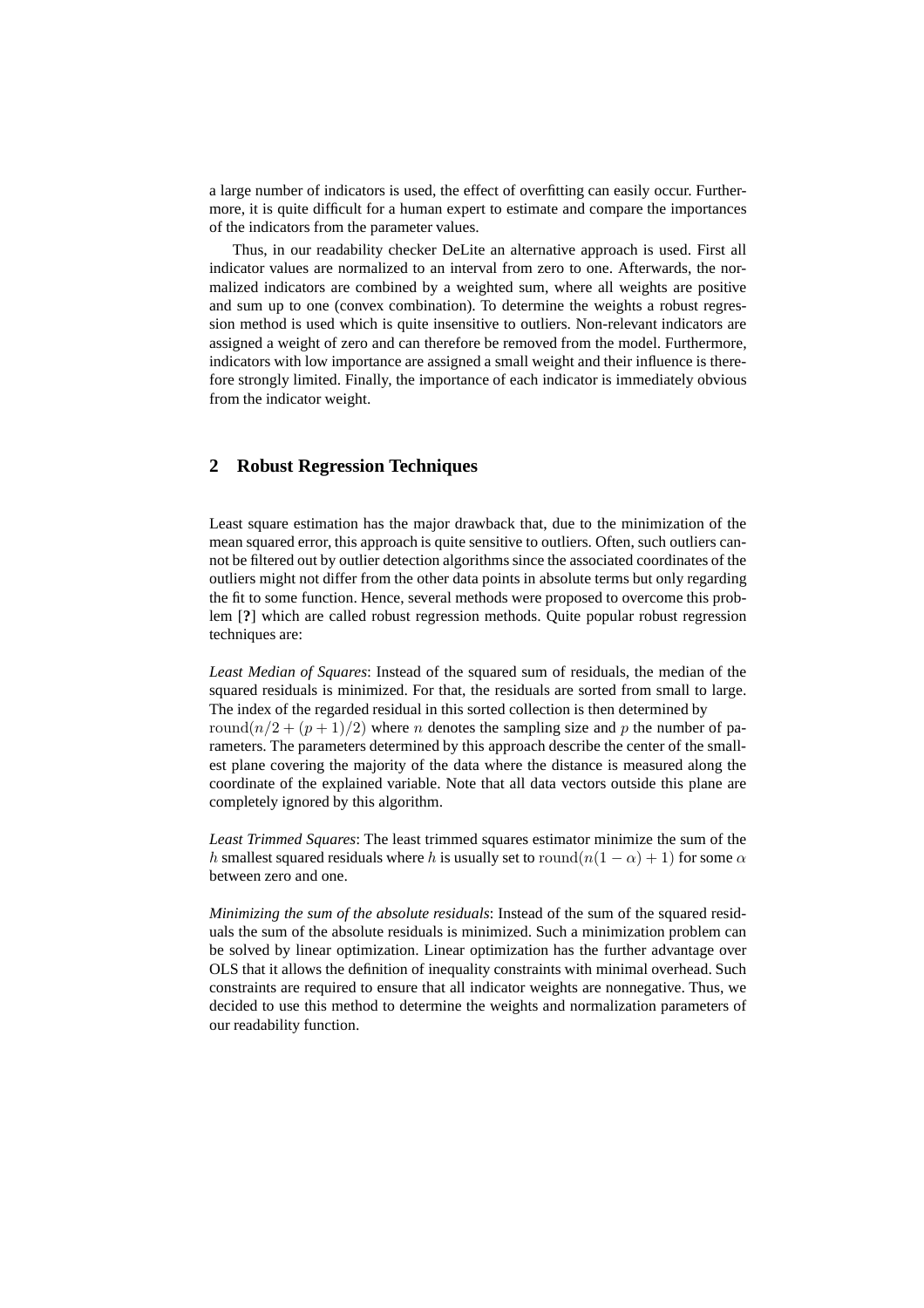a large number of indicators is used, the effect of overfitting can easily occur. Furthermore, it is quite difficult for a human expert to estimate and compare the importances of the indicators from the parameter values.

Thus, in our readability checker DeLite an alternative approach is used. First all indicator values are normalized to an interval from zero to one. Afterwards, the normalized indicators are combined by a weighted sum, where all weights are positive and sum up to one (convex combination). To determine the weights a robust regression method is used which is quite insensitive to outliers. Non-relevant indicators are assigned a weight of zero and can therefore be removed from the model. Furthermore, indicators with low importance are assigned a small weight and their influence is therefore strongly limited. Finally, the importance of each indicator is immediately obvious from the indicator weight.

## 2 Robust Regression Techniques

Least square estimation has the major drawback that, due to the minimization of the mean squared error, this approach is quite sensitive to outliers. Often, such outliers cannot be filtered out by outlier detection algorithms since the associated coordinates of the outliers might not differ from the other data points in absolute terms but only regarding the fit to some function. Hence, several methods were proposed to overcome this problem [**?**] which are called robust regression methods. Quite popular robust regression techniques are:

*Least Median of Squares*: Instead of the squared sum of residuals, the median of the squared residuals is minimized. For that, the residuals are sorted from small to large. The index of the regarded residual in this sorted collection is then determined by $\mathrm{round}(n/2 + (p+1)/2)$ where $n$ denotes the sampling size and $p$ the number of parameters. The parameters determined by this approach describe the center of the smallest plane covering the majority of the data where the distance is measured along the coordinate of the explained variable. Note that all data vectors outside this plane are completely ignored by this algorithm.

*Least Trimmed Squares*: The least trimmed squares estimator minimize the sum of the $h$ smallest squared residuals where $h$ is usually set to $\mathrm{round}(n(1-\alpha)+1)$ for some $\alpha$ between zero and one.

*Minimizing the sum of the absolute residuals*: Instead of the sum of the squared residuals the sum of the absolute residuals is minimized. Such a minimization problem can be solved by linear optimization. Linear optimization has the further advantage over OLS that it allows the definition of inequality constraints with minimal overhead. Such constraints are required to ensure that all indicator weights are nonnegative. Thus, we decided to use this method to determine the weights and normalization parameters of our readability function.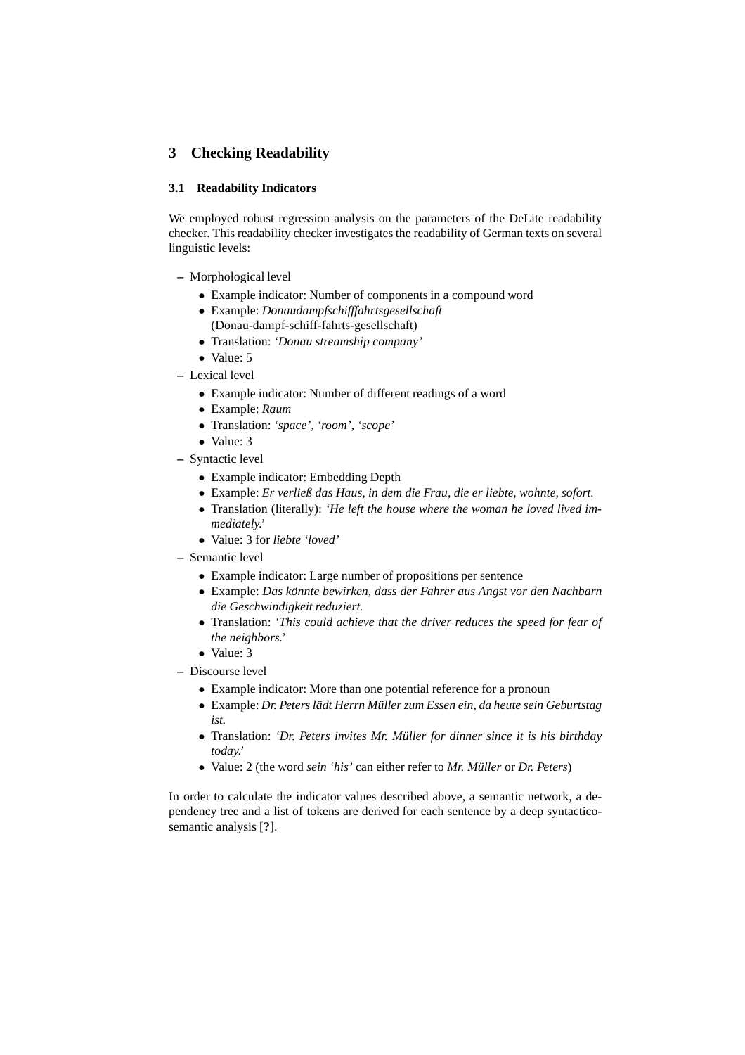## 3 Checking Readability

### 3.1 Readability Indicators

We employed robust regression analysis on the parameters of the DeLite readability checker. This readability checker investigates the readability of German texts on several linguistic levels:

- Morphological level
  - Example indicator: Number of components in a compound word
  - Example: *Donaudampfschifffahrtsgesellschaft* (Donau-dampf-schiff-fahrts-gesellschaft)
  - Translation: *'Donau streamship company'*
  - Value: 5
- Lexical level
  - Example indicator: Number of different readings of a word
  - Example: *Raum*
  - Translation: *'space', 'room', 'scope'*
  - Value: 3
- Syntactic level
  - Example indicator: Embedding Depth
  - Example: *Er verließ das Haus, in dem die Frau, die er liebte, wohnte, sofort.*
  - Translation (literally): *'He left the house where the woman he loved lived immediately.'*
  - Value: 3 for *liebte 'loved'*
- Semantic level
  - Example indicator: Large number of propositions per sentence
  - Example: *Das könnte bewirken, dass der Fahrer aus Angst vor den Nachbarn die Geschwindigkeit reduziert.*
  - Translation: *'This could achieve that the driver reduces the speed for fear of the neighbors.'*
  - Value: 3
- Discourse level
  - Example indicator: More than one potential reference for a pronoun
  - Example: *Dr. Peters lädt Herrn Müller zum Essen ein, da heute sein Geburtstag ist.*
  - Translation: *'Dr. Peters invites Mr. Müller for dinner since it is his birthday today.'*
  - Value: 2 (the word *sein 'his'* can either refer to *Mr. Müller* or *Dr. Peters*)

In order to calculate the indicator values described above, a semantic network, a dependency tree and a list of tokens are derived for each sentence by a deep syntactico-semantic analysis [**?**].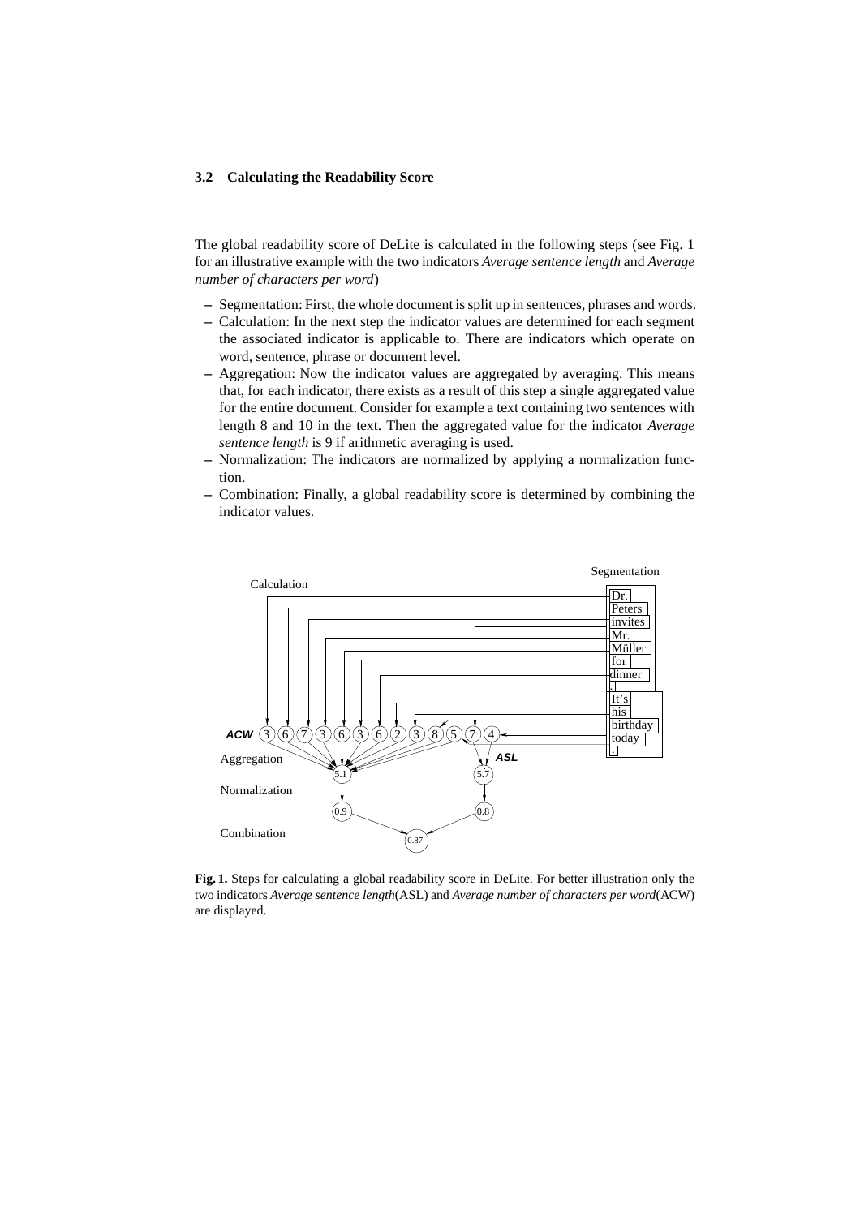### 3.2 Calculating the Readability Score

The global readability score of DeLite is calculated in the following steps (see Fig. 1 for an illustrative example with the two indicators *Average sentence length* and *Average number of characters per word*)

- Segmentation: First, the whole document is split up in sentences, phrases and words.
- Calculation: In the next step the indicator values are determined for each segment the associated indicator is applicable to. There are indicators which operate on word, sentence, phrase or document level.
- Aggregation: Now the indicator values are aggregated by averaging. This means that, for each indicator, there exists as a result of this step a single aggregated value for the entire document. Consider for example a text containing two sentences with length 8 and 10 in the text. Then the aggregated value for the indicator *Average sentence length* is 9 if arithmetic averaging is used.
- Normalization: The indicators are normalized by applying a normalization function.
- Combination: Finally, a global readability score is determined by combining the indicator values.

**Fig. 1.** Steps for calculating a global readability score in DeLite. For better illustration only the two indicators *Average sentence length*(ASL) and *Average number of characters per word*(ACW) are displayed.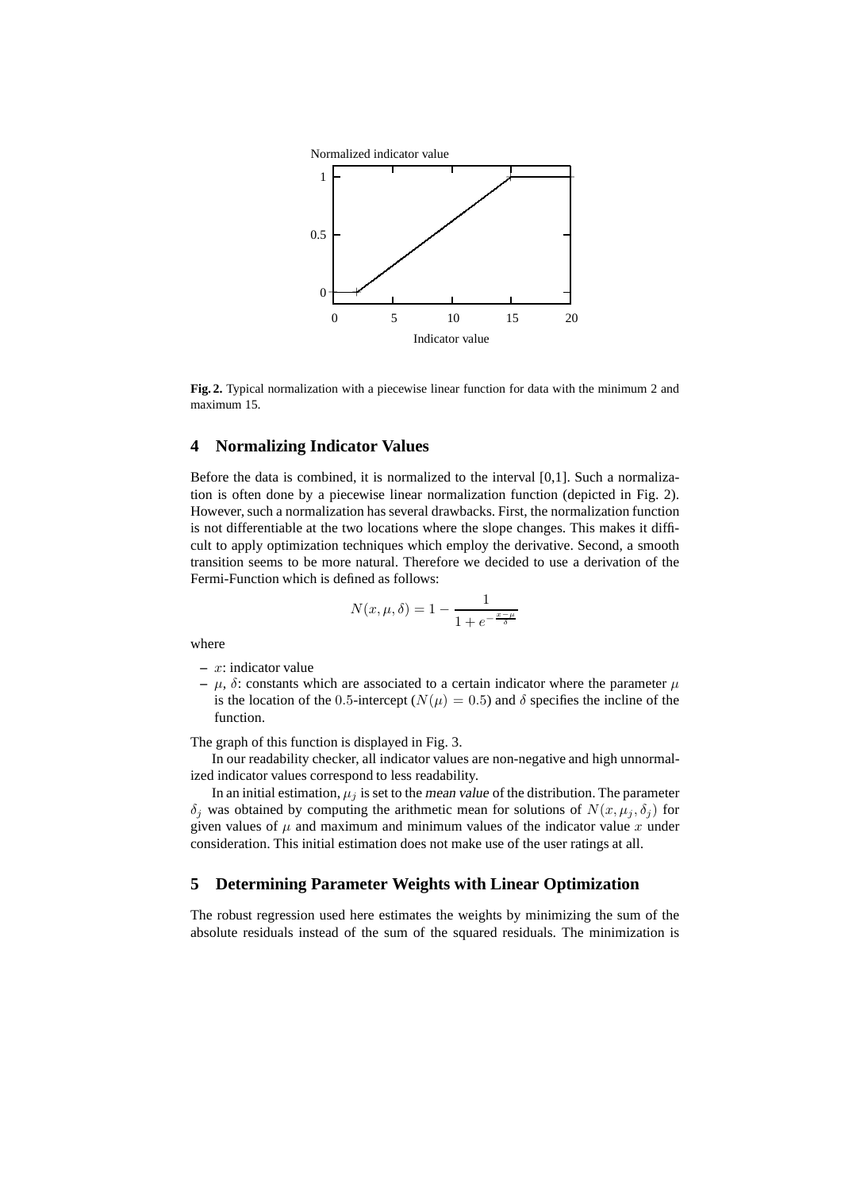**Fig. 2.** Typical normalization with a piecewise linear function for data with the minimum 2 and maximum 15.

## 4 Normalizing Indicator Values

Before the data is combined, it is normalized to the interval [0,1]. Such a normalization is often done by a piecewise linear normalization function (depicted in Fig. 2). However, such a normalization has several drawbacks. First, the normalization function is not differentiable at the two locations where the slope changes. This makes it difficult to apply optimization techniques which employ the derivative. Second, a smooth transition seems to be more natural. Therefore we decided to use a derivation of the Fermi-Function which is defined as follows:

$$N(x, \mu, \delta) = 1 - \frac{1}{1 + e^{-\frac{x-\mu}{\delta}}}$$

where

- $x$: indicator value
- $\mu$, $\delta$: constants which are associated to a certain indicator where the parameter $\mu$ is the location of the $0.5$-intercept ($N(\mu) = 0.5$) and $\delta$ specifies the incline of the function.

The graph of this function is displayed in Fig. 3.

In our readability checker, all indicator values are non-negative and high unnormalized indicator values correspond to less readability.

In an initial estimation, $\mu_j$ is set to the *mean value* of the distribution. The parameter $\delta_j$ was obtained by computing the arithmetic mean for solutions of $N(x, \mu_j, \delta_j)$ for given values of $\mu$ and maximum and minimum values of the indicator value $x$ under consideration. This initial estimation does not make use of the user ratings at all.

## 5 Determining Parameter Weights with Linear Optimization

The robust regression used here estimates the weights by minimizing the sum of the absolute residuals instead of the sum of the squared residuals. The minimization is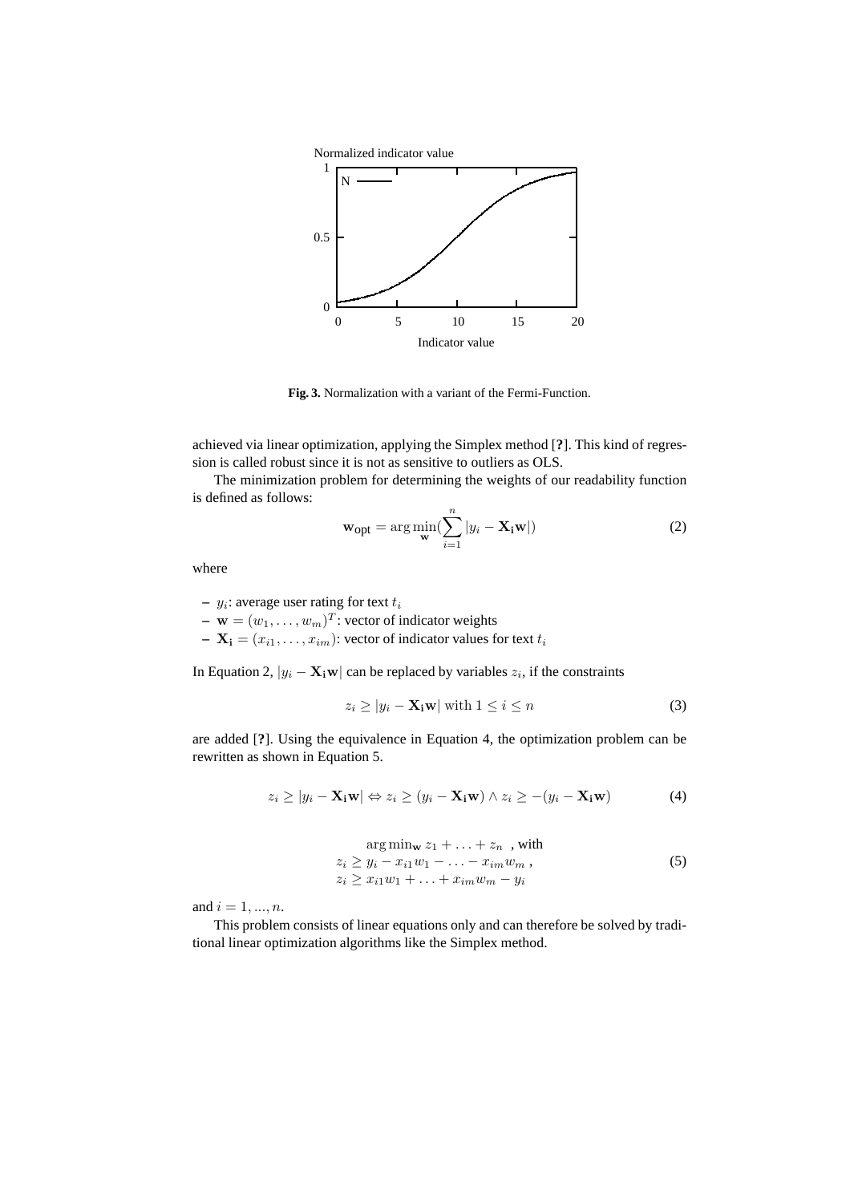**Fig. 3.** Normalization with a variant of the Fermi-Function.

achieved via linear optimization, applying the Simplex method [**?**]. This kind of regression is called robust since it is not as sensitive to outliers as OLS.

The minimization problem for determining the weights of our readability function is defined as follows:

$$\mathbf{w}_{\text{opt}} = \arg\min_{\mathbf{w}} \left( \sum_{i=1}^{n} |y_i - \mathbf{X_i w}| \right) \tag{2}$$

where

- $y_i$: average user rating for text $t_i$
- $\mathbf{w} = (w_1, \ldots, w_m)^T$: vector of indicator weights
- $\mathbf{X_i} = (x_{i1}, \ldots, x_{im})$: vector of indicator values for text $t_i$

In Equation 2, $|y_i - \mathbf{X_i w}|$ can be replaced by variables $z_i$, if the constraints

$$z_i \geq |y_i - \mathbf{X_i w}| \text{ with } 1 \leq i \leq n \tag{3}$$

are added [**?**]. Using the equivalence in Equation 4, the optimization problem can be rewritten as shown in Equation 5.

$$z_i \geq |y_i - \mathbf{X_i w}| \Leftrightarrow z_i \geq (y_i - \mathbf{X_i w}) \wedge z_i \geq -(y_i - \mathbf{X_i w}) \tag{4}$$

$$\begin{aligned} &\arg\min\nolimits_{\mathbf{w}} z_1 + \ldots + z_n \text{ , with} \\ &z_i \geq y_i - x_{i1}w_1 - \ldots - x_{im}w_m \text{ ,} \\ &z_i \geq x_{i1}w_1 + \ldots + x_{im}w_m - y_i \end{aligned} \tag{5}$$

and $i = 1, ..., n$.

This problem consists of linear equations only and can therefore be solved by traditional linear optimization algorithms like the Simplex method.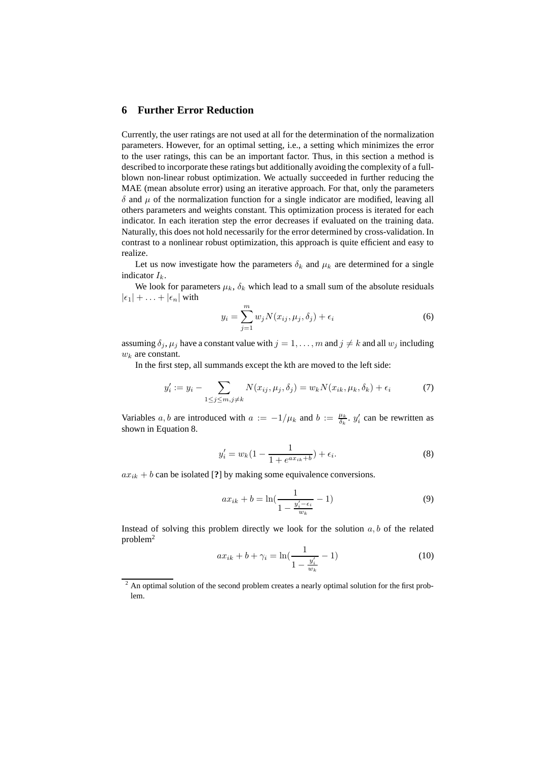## 6 Further Error Reduction

Currently, the user ratings are not used at all for the determination of the normalization parameters. However, for an optimal setting, i.e., a setting which minimizes the error to the user ratings, this can be an important factor. Thus, in this section a method is described to incorporate these ratings but additionally avoiding the complexity of a full-blown non-linear robust optimization. We actually succeeded in further reducing the MAE (mean absolute error) using an iterative approach. For that, only the parameters $\delta$ and $\mu$ of the normalization function for a single indicator are modified, leaving all others parameters and weights constant. This optimization process is iterated for each indicator. In each iteration step the error decreases if evaluated on the training data. Naturally, this does not hold necessarily for the error determined by cross-validation. In contrast to a nonlinear robust optimization, this approach is quite efficient and easy to realize.

Let us now investigate how the parameters $\delta_k$ and $\mu_k$ are determined for a single indicator $I_k$.

We look for parameters $\mu_k$, $\delta_k$ which lead to a small sum of the absolute residuals $|\epsilon_1| + \ldots + |\epsilon_n|$ with

$$y_i = \sum_{j=1}^{m} w_j N(x_{ij}, \mu_j, \delta_j) + \epsilon_i \tag{6}$$

assuming $\delta_j, \mu_j$ have a constant value with $j = 1, \ldots, m$ and $j \neq k$ and all $w_j$ including $w_k$ are constant.

In the first step, all summands except the kth are moved to the left side:

$$y'_i := y_i - \sum_{1 \leq j \leq m, j \neq k} N(x_{ij}, \mu_j, \delta_j) = w_k N(x_{ik}, \mu_k, \delta_k) + \epsilon_i \tag{7}$$

Variables $a, b$ are introduced with $a := -1/\mu_k$ and $b := \frac{\mu_k}{\delta_k}$. $y'_i$ can be rewritten as shown in Equation 8.

$$y'_i = w_k \left(1 - \frac{1}{1 + e^{ax_{ik} + b}}\right) + \epsilon_i. \tag{8}$$

$ax_{ik} + b$ can be isolated [**?**] by making some equivalence conversions.

$$ax_{ik} + b = \ln\left(\frac{1}{1 - \frac{y'_i - \epsilon_i}{w_k}} - 1\right) \tag{9}$$

Instead of solving this problem directly we look for the solution $a, b$ of the related problem[2]

$$ax_{ik} + b + \gamma_i = \ln\left(\frac{1}{1 - \frac{y'_i}{w_k}} - 1\right) \tag{10}$$

[2] An optimal solution of the second problem creates a nearly optimal solution for the first problem.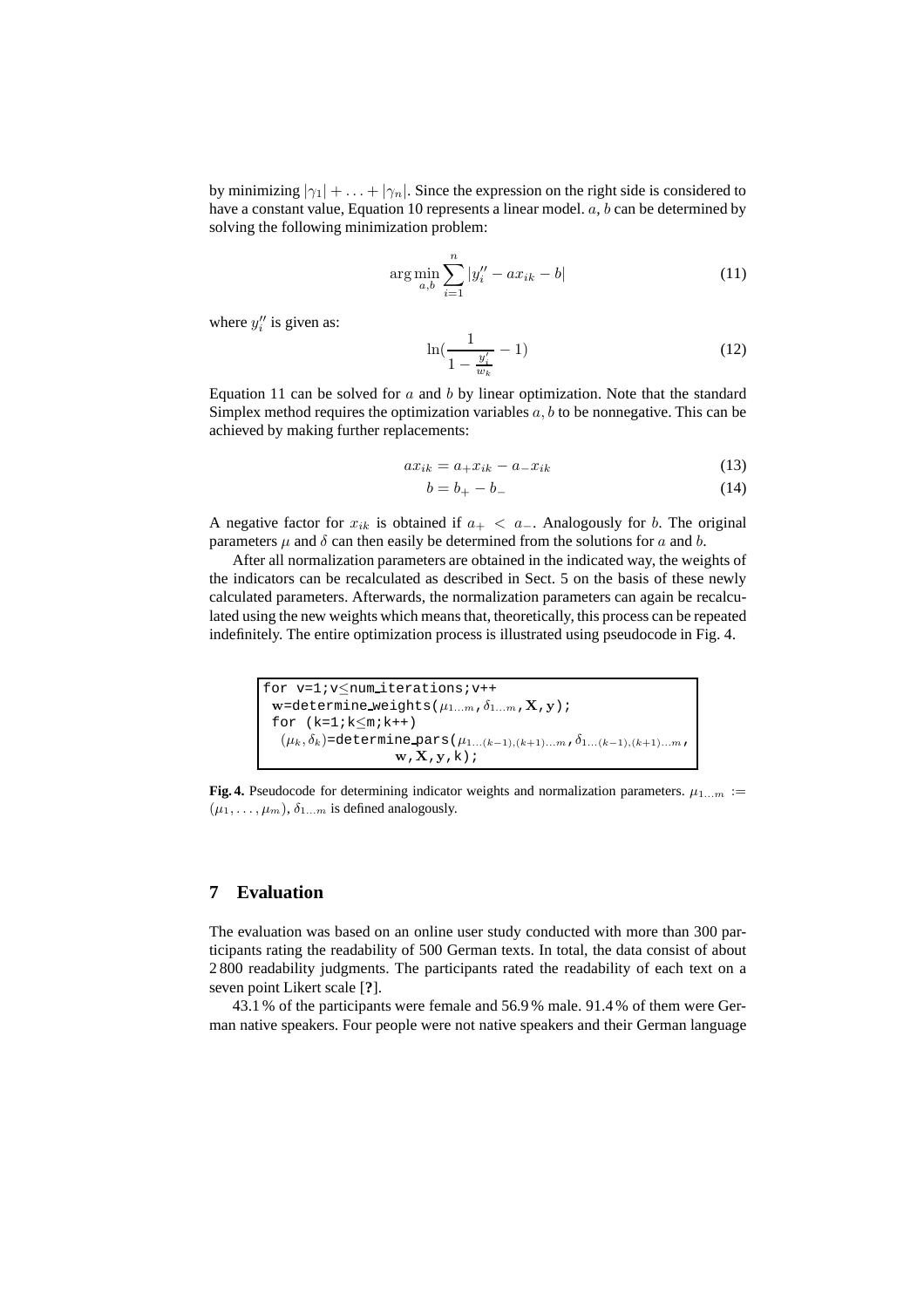by minimizing $|\gamma_1| + \ldots + |\gamma_n|$. Since the expression on the right side is considered to have a constant value, Equation 10 represents a linear model. $a, b$ can be determined by solving the following minimization problem:

$$\arg\min_{a,b} \sum_{i=1}^{n} |y_i'' - ax_{ik} - b| \tag{11}$$

where $y_i''$ is given as:

$$\ln\left(\frac{1}{1 - \frac{y_i'}{w_k}} - 1\right) \tag{12}$$

Equation 11 can be solved for $a$ and $b$ by linear optimization. Note that the standard Simplex method requires the optimization variables $a, b$ to be nonnegative. This can be achieved by making further replacements:

$$ax_{ik} = a_+ x_{ik} - a_- x_{ik} \tag{13}$$

$$b = b_+ - b_- \tag{14}$$

A negative factor for $x_{ik}$ is obtained if $a_+ < a_-$. Analogously for $b$. The original parameters $\mu$ and $\delta$ can then easily be determined from the solutions for $a$ and $b$.

After all normalization parameters are obtained in the indicated way, the weights of the indicators can be recalculated as described in Sect. 5 on the basis of these newly calculated parameters. Afterwards, the normalization parameters can again be recalculated using the new weights which means that, theoretically, this process can be repeated indefinitely. The entire optimization process is illustrated using pseudocode in Fig. 4.

```
for v=1;v≤num_iterations;v++
 w=determine_weights(μ_{1...m}, δ_{1...m}, X, y);
 for (k=1;k≤m;k++)
  (μ_k, δ_k)=determine_pars(μ_{1...(k-1),(k+1)...m}, δ_{1...(k-1),(k+1)...m},
                w, X, y, k);
```

**Fig. 4.** Pseudocode for determining indicator weights and normalization parameters. $\mu_{1\ldots m} := (\mu_1, \ldots, \mu_m)$, $\delta_{1\ldots m}$ is defined analogously.

## 7 Evaluation

The evaluation was based on an online user study conducted with more than 300 participants rating the readability of 500 German texts. In total, the data consist of about 2 800 readability judgments. The participants rated the readability of each text on a seven point Likert scale [**?**].

43.1 % of the participants were female and 56.9 % male. 91.4 % of them were German native speakers. Four people were not native speakers and their German language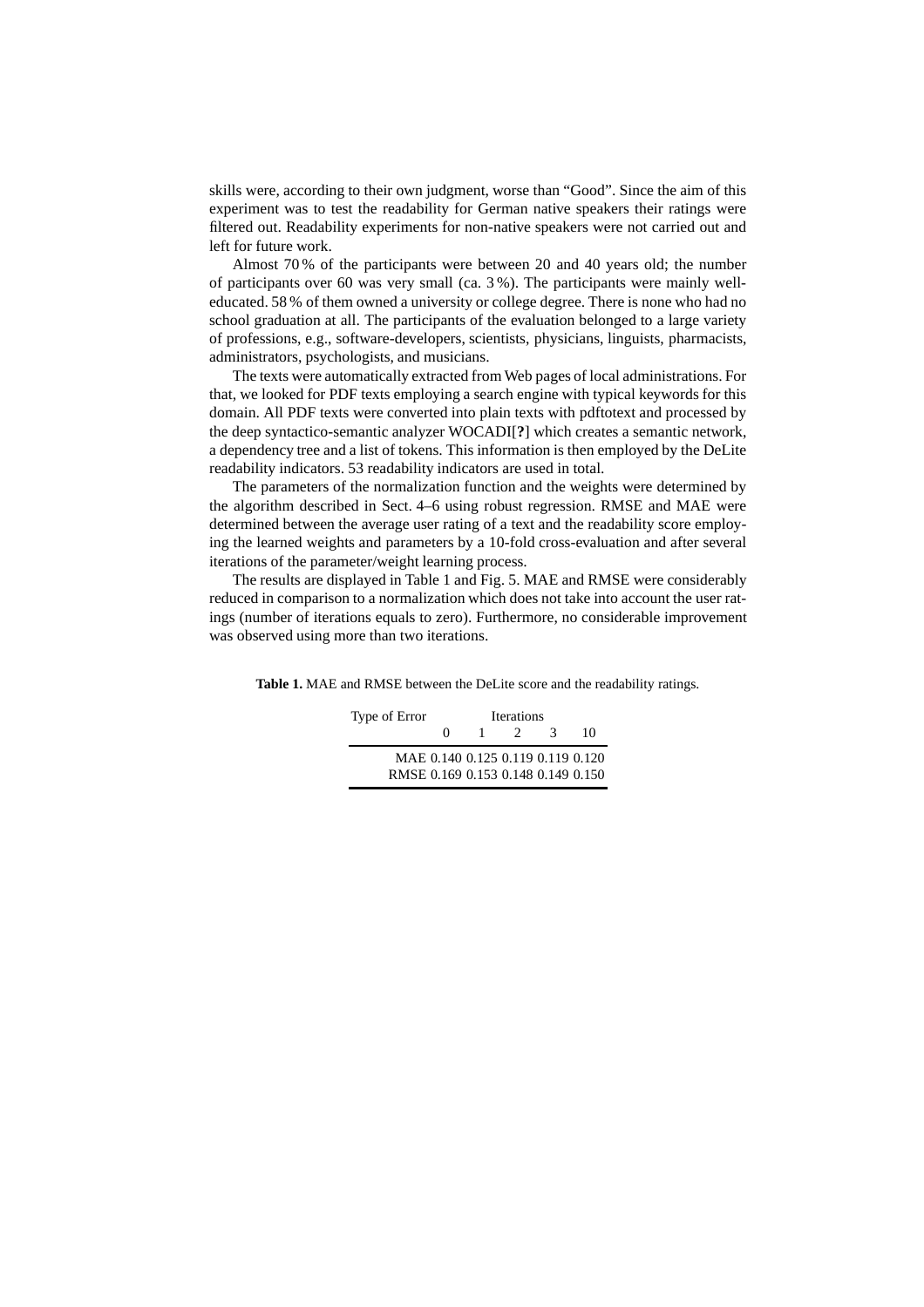skills were, according to their own judgment, worse than "Good". Since the aim of this experiment was to test the readability for German native speakers their ratings were filtered out. Readability experiments for non-native speakers were not carried out and left for future work.

Almost 70 % of the participants were between 20 and 40 years old; the number of participants over 60 was very small (ca. 3 %). The participants were mainly well-educated. 58 % of them owned a university or college degree. There is none who had no school graduation at all. The participants of the evaluation belonged to a large variety of professions, e.g., software-developers, scientists, physicians, linguists, pharmacists, administrators, psychologists, and musicians.

The texts were automatically extracted from Web pages of local administrations. For that, we looked for PDF texts employing a search engine with typical keywords for this domain. All PDF texts were converted into plain texts with pdftotext and processed by the deep syntactico-semantic analyzer WOCADI[**?**] which creates a semantic network, a dependency tree and a list of tokens. This information is then employed by the DeLite readability indicators. 53 readability indicators are used in total.

The parameters of the normalization function and the weights were determined by the algorithm described in Sect. 4–6 using robust regression. RMSE and MAE were determined between the average user rating of a text and the readability score employing the learned weights and parameters by a 10-fold cross-evaluation and after several iterations of the parameter/weight learning process.

The results are displayed in Table 1 and Fig. 5. MAE and RMSE were considerably reduced in comparison to a normalization which does not take into account the user ratings (number of iterations equals to zero). Furthermore, no considerable improvement was observed using more than two iterations.

**Table 1.** MAE and RMSE between the DeLite score and the readability ratings.

| Type of Error | Iterations | | | | |
|---|---|---|---|---|---|
| | 0 | 1 | 2 | 3 | 10 |
| MAE | 0.140 | 0.125 | 0.119 | 0.119 | 0.120 |
| RMSE | 0.169 | 0.153 | 0.148 | 0.149 | 0.150 |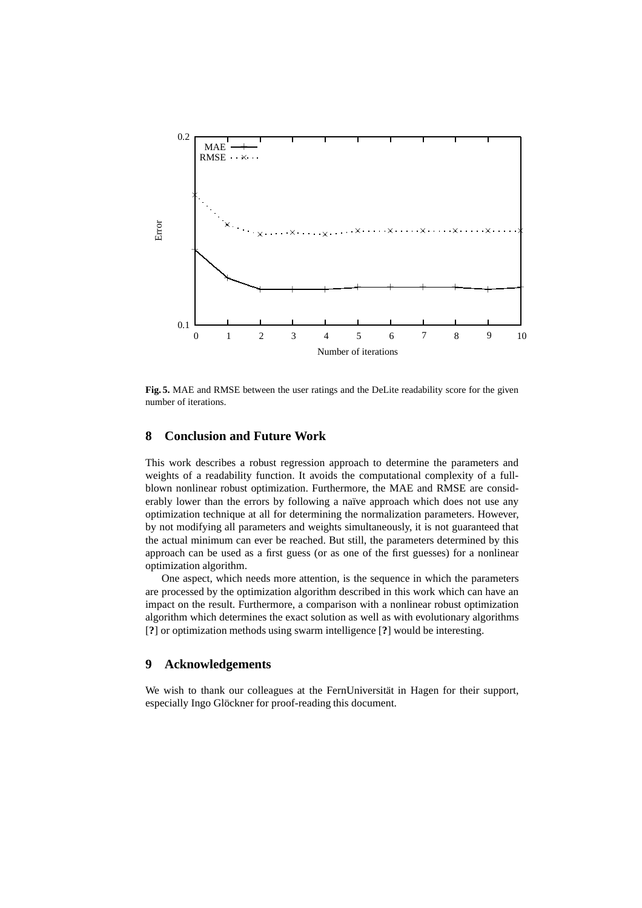0.2

MAE

RMSE

Error

0.1

0 1 2 3 4 5 6 7 8 9 10

Number of iterations

**Fig. 5.** MAE and RMSE between the user ratings and the DeLite readability score for the given number of iterations.

## 8 Conclusion and Future Work

This work describes a robust regression approach to determine the parameters and weights of a readability function. It avoids the computational complexity of a full-blown nonlinear robust optimization. Furthermore, the MAE and RMSE are considerably lower than the errors by following a naïve approach which does not use any optimization technique at all for determining the normalization parameters. However, by not modifying all parameters and weights simultaneously, it is not guaranteed that the actual minimum can ever be reached. But still, the parameters determined by this approach can be used as a first guess (or as one of the first guesses) for a nonlinear optimization algorithm.

One aspect, which needs more attention, is the sequence in which the parameters are processed by the optimization algorithm described in this work which can have an impact on the result. Furthermore, a comparison with a nonlinear robust optimization algorithm which determines the exact solution as well as with evolutionary algorithms [**?**] or optimization methods using swarm intelligence [**?**] would be interesting.

## 9 Acknowledgements

We wish to thank our colleagues at the FernUniversität in Hagen for their support, especially Ingo Glöckner for proof-reading this document.